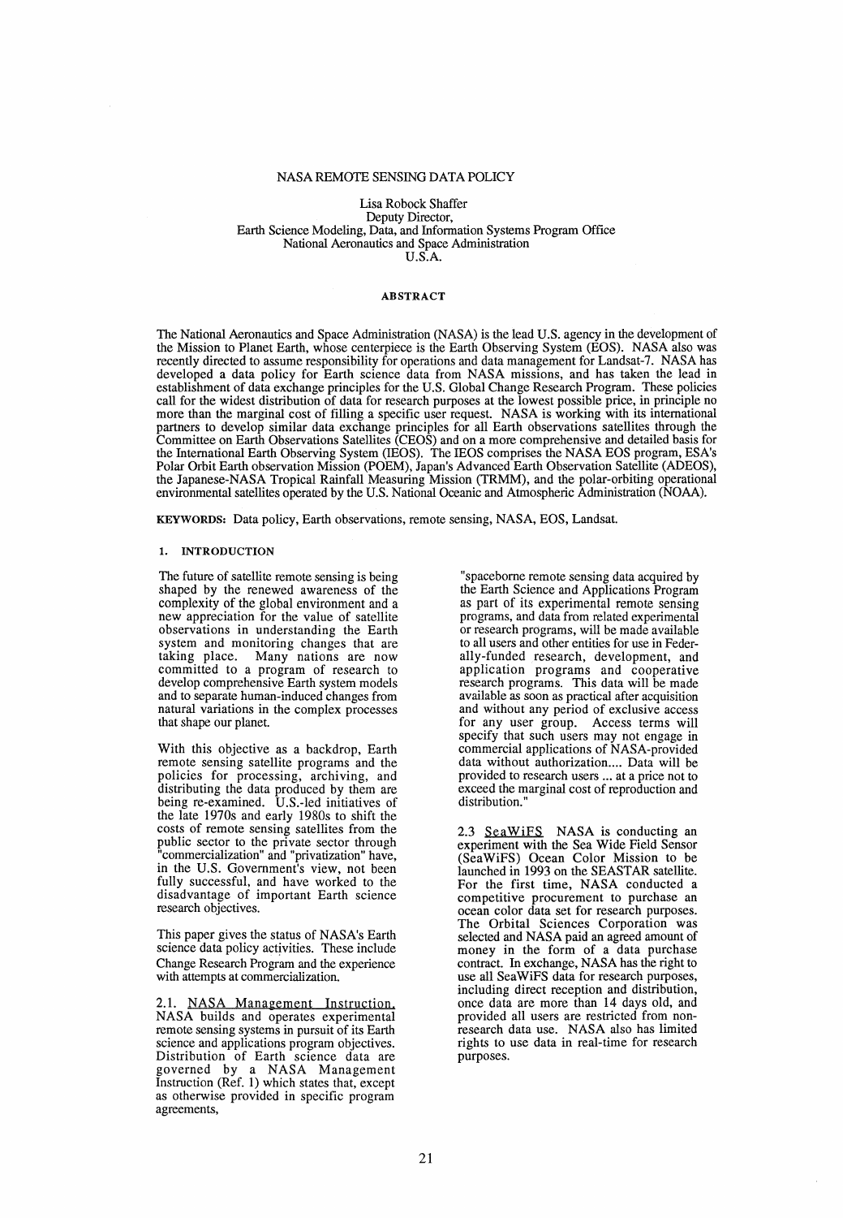# NASA REMOTE SENSING DATA POLICY

Lisa Robock Shaffer
Deputy Director,
Earth Science Modeling, Data, and Information Systems Program Office
National Aeronautics and Space Administration
U.S.A.

## ABSTRACT

The National Aeronautics and Space Administration (NASA) is the lead U.S. agency in the development of the Mission to Planet Earth, whose centerpiece is the Earth Observing System (EOS). NASA also was recently directed to assume responsibility for operations and data management for Landsat-7. NASA has developed a data policy for Earth science data from NASA missions, and has taken the lead in establishment of data exchange principles for the U.S. Global Change Research Program. These policies call for the widest distribution of data for research purposes at the lowest possible price, in principle no more than the marginal cost of filling a specific user request. NASA is working with its international partners to develop similar data exchange principles for all Earth observations satellites through the Committee on Earth Observations Satellites (CEOS) and on a more comprehensive and detailed basis for the International Earth Observing System (IEOS). The IEOS comprises the NASA EOS program, ESA's Polar Orbit Earth observation Mission (POEM), Japan's Advanced Earth Observation Satellite (ADEOS), the Japanese-NASA Tropical Rainfall Measuring Mission (TRMM), and the polar-orbiting operational environmental satellites operated by the U.S. National Oceanic and Atmospheric Administration (NOAA).

**KEYWORDS:** Data policy, Earth observations, remote sensing, NASA, EOS, Landsat.

## 1. INTRODUCTION

The future of satellite remote sensing is being shaped by the renewed awareness of the complexity of the global environment and a new appreciation for the value of satellite observations in understanding the Earth system and monitoring changes that are taking place. Many nations are now committed to a program of research to develop comprehensive Earth system models and to separate human-induced changes from natural variations in the complex processes that shape our planet.

With this objective as a backdrop, Earth remote sensing satellite programs and the policies for processing, archiving, and distributing the data produced by them are being re-examined. U.S.-led initiatives of the late 1970s and early 1980s to shift the costs of remote sensing satellites from the public sector to the private sector through "commercialization" and "privatization" have, in the U.S. Government's view, not been fully successful, and have worked to the disadvantage of important Earth science research objectives.

This paper gives the status of NASA's Earth science data policy activities. These include Change Research Program and the experience with attempts at commercialization.

2.1. <u>NASA Management Instruction.</u> NASA builds and operates experimental remote sensing systems in pursuit of its Earth science and applications program objectives. Distribution of Earth science data are governed by a NASA Management Instruction (Ref. 1) which states that, except as otherwise provided in specific program agreements,

"spaceborne remote sensing data acquired by the Earth Science and Applications Program as part of its experimental remote sensing programs, and data from related experimental or research programs, will be made available to all users and other entities for use in Federally-funded research, development, and application programs and cooperative research programs. This data will be made available as soon as practical after acquisition and without any period of exclusive access for any user group. Access terms will specify that such users may not engage in commercial applications of NASA-provided data without authorization.... Data will be provided to research users ... at a price not to exceed the marginal cost of reproduction and distribution."

2.3 <u>SeaWiFS</u> NASA is conducting an experiment with the Sea Wide Field Sensor (SeaWiFS) Ocean Color Mission to be launched in 1993 on the SEASTAR satellite. For the first time, NASA conducted a competitive procurement to purchase an ocean color data set for research purposes. The Orbital Sciences Corporation was selected and NASA paid an agreed amount of money in the form of a data purchase contract. In exchange, NASA has the right to use all SeaWiFS data for research purposes, including direct reception and distribution, once data are more than 14 days old, and provided all users are restricted from non-research data use. NASA also has limited rights to use data in real-time for research purposes.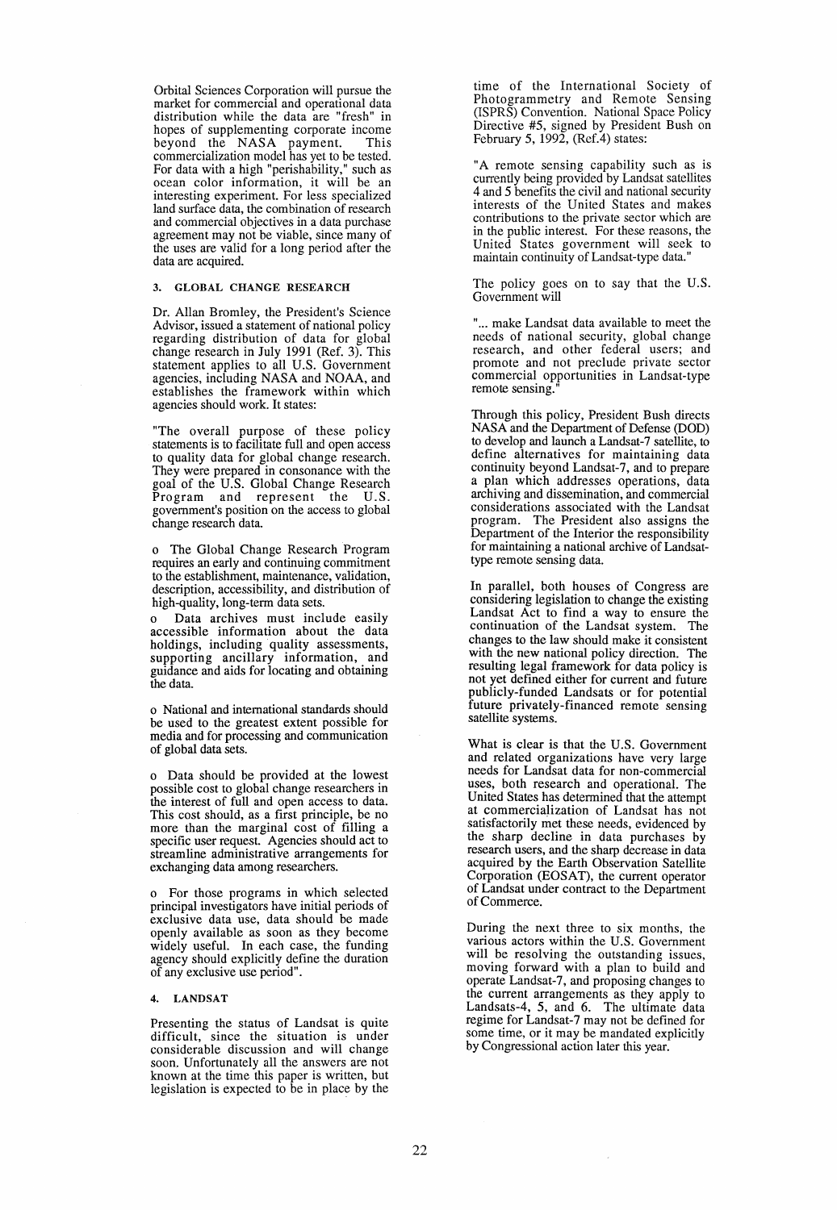Orbital Sciences Corporation will pursue the market for commercial and operational data distribution while the data are "fresh" in hopes of supplementing corporate income beyond the NASA payment. This commercialization model has yet to be tested. For data with a high "perishability," such as ocean color information, it will be an interesting experiment. For less specialized land surface data, the combination of research and commercial objectives in a data purchase agreement may not be viable, since many of the uses are valid for a long period after the data are acquired.

## 3. GLOBAL CHANGE RESEARCH

Dr. Allan Bromley, the President's Science Advisor, issued a statement of national policy regarding distribution of data for global change research in July 1991 (Ref. 3). This statement applies to all U.S. Government agencies, including NASA and NOAA, and establishes the framework within which agencies should work. It states:

"The overall purpose of these policy statements is to facilitate full and open access to quality data for global change research. They were prepared in consonance with the goal of the U.S. Global Change Research Program and represent the U.S. government's position on the access to global change research data.

o The Global Change Research Program requires an early and continuing commitment to the establishment, maintenance, validation, description, accessibility, and distribution of high-quality, long-term data sets.

o Data archives must include easily accessible information about the data holdings, including quality assessments, supporting ancillary information, and guidance and aids for locating and obtaining the data.

o National and international standards should be used to the greatest extent possible for media and for processing and communication of global data sets.

o Data should be provided at the lowest possible cost to global change researchers in the interest of full and open access to data. This cost should, as a first principle, be no more than the marginal cost of filling a specific user request. Agencies should act to streamline administrative arrangements for exchanging data among researchers.

o For those programs in which selected principal investigators have initial periods of exclusive data use, data should be made openly available as soon as they become widely useful. In each case, the funding agency should explicitly define the duration of any exclusive use period".

## 4. LANDSAT

Presenting the status of Landsat is quite difficult, since the situation is under considerable discussion and will change soon. Unfortunately all the answers are not known at the time this paper is written, but legislation is expected to be in place by the time of the International Society of Photogrammetry and Remote Sensing (ISPRS) Convention. National Space Policy Directive #5, signed by President Bush on February 5, 1992, (Ref.4) states:

"A remote sensing capability such as is currently being provided by Landsat satellites 4 and 5 benefits the civil and national security interests of the United States and makes contributions to the private sector which are in the public interest. For these reasons, the United States government will seek to maintain continuity of Landsat-type data."

The policy goes on to say that the U.S. Government will

"... make Landsat data available to meet the needs of national security, global change research, and other federal users; and promote and not preclude private sector commercial opportunities in Landsat-type remote sensing."

Through this policy, President Bush directs NASA and the Department of Defense (DOD) to develop and launch a Landsat-7 satellite, to define alternatives for maintaining data continuity beyond Landsat-7, and to prepare a plan which addresses operations, data archiving and dissemination, and commercial considerations associated with the Landsat program. The President also assigns the Department of the Interior the responsibility for maintaining a national archive of Landsat-type remote sensing data.

In parallel, both houses of Congress are considering legislation to change the existing Landsat Act to find a way to ensure the continuation of the Landsat system. The changes to the law should make it consistent with the new national policy direction. The resulting legal framework for data policy is not yet defined either for current and future publicly-funded Landsats or for potential future privately-financed remote sensing satellite systems.

What is clear is that the U.S. Government and related organizations have very large needs for Landsat data for non-commercial uses, both research and operational. The United States has determined that the attempt at commercialization of Landsat has not satisfactorily met these needs, evidenced by the sharp decline in data purchases by research users, and the sharp decrease in data acquired by the Earth Observation Satellite Corporation (EOSAT), the current operator of Landsat under contract to the Department of Commerce.

During the next three to six months, the various actors within the U.S. Government will be resolving the outstanding issues, moving forward with a plan to build and operate Landsat-7, and proposing changes to the current arrangements as they apply to Landsats-4, 5, and 6. The ultimate data regime for Landsat-7 may not be defined for some time, or it may be mandated explicitly by Congressional action later this year.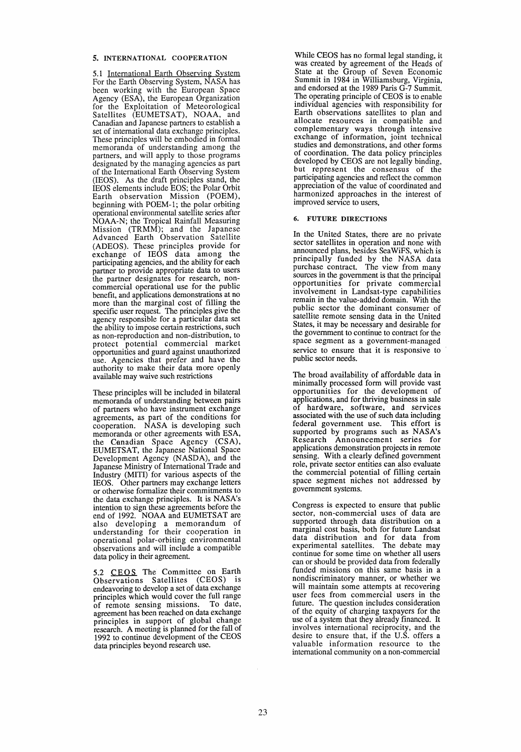## 5. INTERNATIONAL COOPERATION

5.1 International Earth Observing System For the Earth Observing System, NASA has been working with the European Space Agency (ESA), the European Organization for the Exploitation of Meteorological Satellites (EUMETSAT), NOAA, and Canadian and Japanese partners to establish a set of international data exchange principles. These principles will be embodied in formal memoranda of understanding among the partners, and will apply to those programs designated by the managing agencies as part of the International Earth Observing System (IEOS). As the draft principles stand, the IEOS elements include EOS; the Polar Orbit Earth observation Mission (POEM), beginning with POEM-1; the polar orbiting operational environmental satellite series after NOAA-N; the Tropical Rainfall Measuring Mission (TRMM); and the Japanese Advanced Earth Observation Satellite (ADEOS). These principles provide for exchange of IEOS data among the participating agencies, and the ability for each partner to provide appropriate data to users the partner designates for research, non-commercial operational use for the public benefit, and applications demonstrations at no more than the marginal cost of filling the specific user request. The principles give the agency responsible for a particular data set the ability to impose certain restrictions, such as non-reproduction and non-distribution, to protect potential commercial market opportunities and guard against unauthorized use. Agencies that prefer and have the authority to make their data more openly available may waive such restrictions

These principles will be included in bilateral memoranda of understanding between pairs of partners who have instrument exchange agreements, as part of the conditions for cooperation. NASA is developing such memoranda or other agreements with ESA, the Canadian Space Agency (CSA), EUMETSAT, the Japanese National Space Development Agency (NASDA), and the Japanese Ministry of International Trade and Industry (MITI) for various aspects of the IEOS. Other partners may exchange letters or otherwise formalize their commitments to the data exchange principles. It is NASA's intention to sign these agreements before the end of 1992. NOAA and EUMETSAT are also developing a memorandum of understanding for their cooperation in operational polar-orbiting environmental observations and will include a compatible data policy in their agreement.

5.2 CEOS The Committee on Earth Observations Satellites (CEOS) is endeavoring to develop a set of data exchange principles which would cover the full range of remote sensing missions. To date, agreement has been reached on data exchange principles in support of global change research. A meeting is planned for the fall of 1992 to continue development of the CEOS data principles beyond research use.

While CEOS has no formal legal standing, it was created by agreement of the Heads of State at the Group of Seven Economic Summit in 1984 in Williamsburg, Virginia, and endorsed at the 1989 Paris G-7 Summit. The operating principle of CEOS is to enable individual agencies with responsibility for Earth observations satellites to plan and allocate resources in compatible and complementary ways through intensive exchange of information, joint technical studies and demonstrations, and other forms of coordination. The data policy principles developed by CEOS are not legally binding, but represent the consensus of the participating agencies and reflect the common appreciation of the value of coordinated and harmonized approaches in the interest of improved service to users.

## 6. FUTURE DIRECTIONS

In the United States, there are no private sector satellites in operation and none with announced plans, besides SeaWiFS, which is principally funded by the NASA data purchase contract. The view from many sources in the government is that the principal opportunities for private commercial involvement in Landsat-type capabilities remain in the value-added domain. With the public sector the dominant consumer of satellite remote sensing data in the United States, it may be necessary and desirable for the government to continue to contract for the space segment as a government-managed service to ensure that it is responsive to public sector needs.

The broad availability of affordable data in minimally processed form will provide vast opportunities for the development of applications, and for thriving business in sale of hardware, software, and services associated with the use of such data including federal government use. This effort is supported by programs such as NASA's Research Announcement series for applications demonstration projects in remote sensing. With a clearly defined government role, private sector entities can also evaluate the commercial potential of filling certain space segment niches not addressed by government systems.

Congress is expected to ensure that public sector, non-commercial uses of data are supported through data distribution on a marginal cost basis, both for future Landsat data distribution and for data from experimental satellites. The debate may continue for some time on whether all users can or should be provided data from federally funded missions on this same basis in a nondiscriminatory manner, or whether we will maintain some attempts at recovering user fees from commercial users in the future. The question includes consideration of the equity of charging taxpayers for the use of a system that they already financed. It involves international reciprocity, and the desire to ensure that, if the U.S. offers a valuable information resource to the international community on a non-commercial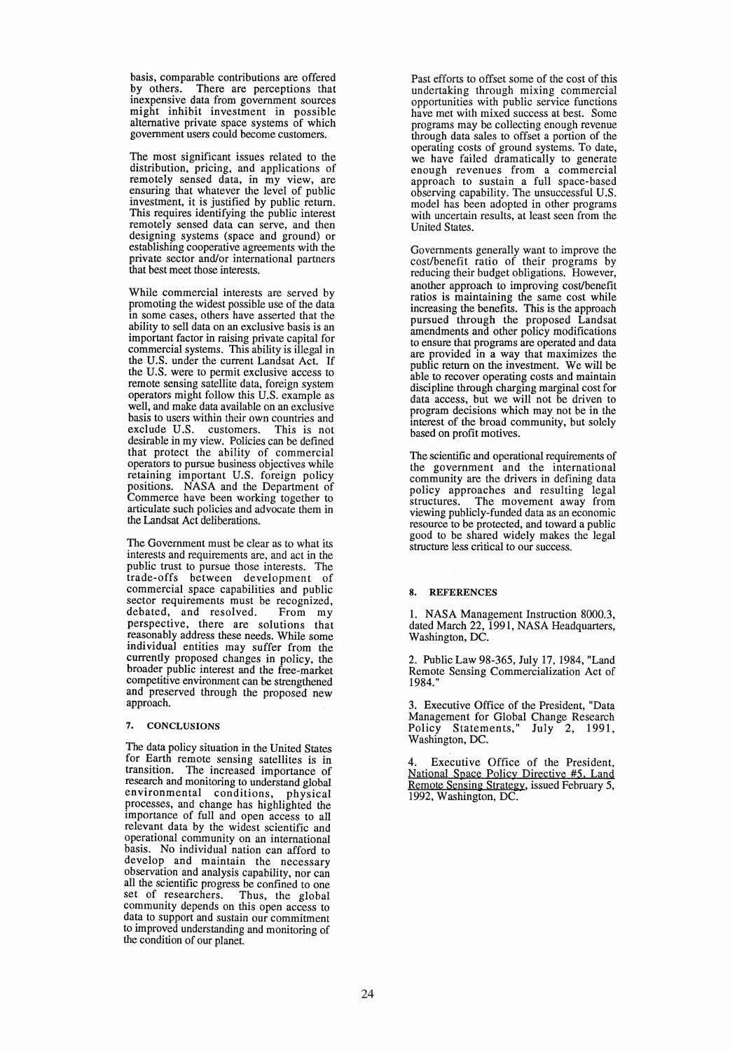basis, comparable contributions are offered by others. There are perceptions that inexpensive data from government sources might inhibit investment in possible alternative private space systems of which government users could become customers.

The most significant issues related to the distribution, pricing, and applications of remotely sensed data, in my view, are ensuring that whatever the level of public investment, it is justified by public return. This requires identifying the public interest remotely sensed data can serve, and then designing systems (space and ground) or establishing cooperative agreements with the private sector and/or international partners that best meet those interests.

While commercial interests are served by promoting the widest possible use of the data in some cases, others have asserted that the ability to sell data on an exclusive basis is an important factor in raising private capital for commercial systems. This ability is illegal in the U.S. under the current Landsat Act. If the U.S. were to permit exclusive access to remote sensing satellite data, foreign system operators might follow this U.S. example as well, and make data available on an exclusive basis to users within their own countries and exclude U.S. customers. This is not desirable in my view. Policies can be defined that protect the ability of commercial operators to pursue business objectives while retaining important U.S. foreign policy positions. NASA and the Department of Commerce have been working together to articulate such policies and advocate them in the Landsat Act deliberations.

The Government must be clear as to what its interests and requirements are, and act in the public trust to pursue those interests. The trade-offs between development of commercial space capabilities and public sector requirements must be recognized, debated, and resolved. From my perspective, there are solutions that reasonably address these needs. While some individual entities may suffer from the currently proposed changes in policy, the broader public interest and the free-market competitive environment can be strengthened and preserved through the proposed new approach.

## 7. CONCLUSIONS

The data policy situation in the United States for Earth remote sensing satellites is in transition. The increased importance of research and monitoring to understand global environmental conditions, physical processes, and change has highlighted the importance of full and open access to all relevant data by the widest scientific and operational community on an international basis. No individual nation can afford to develop and maintain the necessary observation and analysis capability, nor can all the scientific progress be confined to one set of researchers. Thus, the global community depends on this open access to data to support and sustain our commitment to improved understanding and monitoring of the condition of our planet.

Past efforts to offset some of the cost of this undertaking through mixing commercial opportunities with public service functions have met with mixed success at best. Some programs may be collecting enough revenue through data sales to offset a portion of the operating costs of ground systems. To date, we have failed dramatically to generate enough revenues from a commercial approach to sustain a full space-based observing capability. The unsuccessful U.S. model has been adopted in other programs with uncertain results, at least seen from the United States.

Governments generally want to improve the cost/benefit ratio of their programs by reducing their budget obligations. However, another approach to improving cost/benefit ratios is maintaining the same cost while increasing the benefits. This is the approach pursued through the proposed Landsat amendments and other policy modifications to ensure that programs are operated and data are provided in a way that maximizes the public return on the investment. We will be able to recover operating costs and maintain discipline through charging marginal cost for data access, but we will not be driven to program decisions which may not be in the interest of the broad community, but solely based on profit motives.

The scientific and operational requirements of the government and the international community are the drivers in defining data policy approaches and resulting legal structures. The movement away from viewing publicly-funded data as an economic resource to be protected, and toward a public good to be shared widely makes the legal structure less critical to our success.

## 8. REFERENCES

1. NASA Management Instruction 8000.3, dated March 22, 1991, NASA Headquarters, Washington, DC.

2. Public Law 98-365, July 17, 1984, "Land Remote Sensing Commercialization Act of 1984."

3. Executive Office of the President, "Data Management for Global Change Research Policy Statements," July 2, 1991, Washington, DC.

4. Executive Office of the President, National Space Policy Directive #5, Land Remote Sensing Strategy, issued February 5, 1992, Washington, DC.